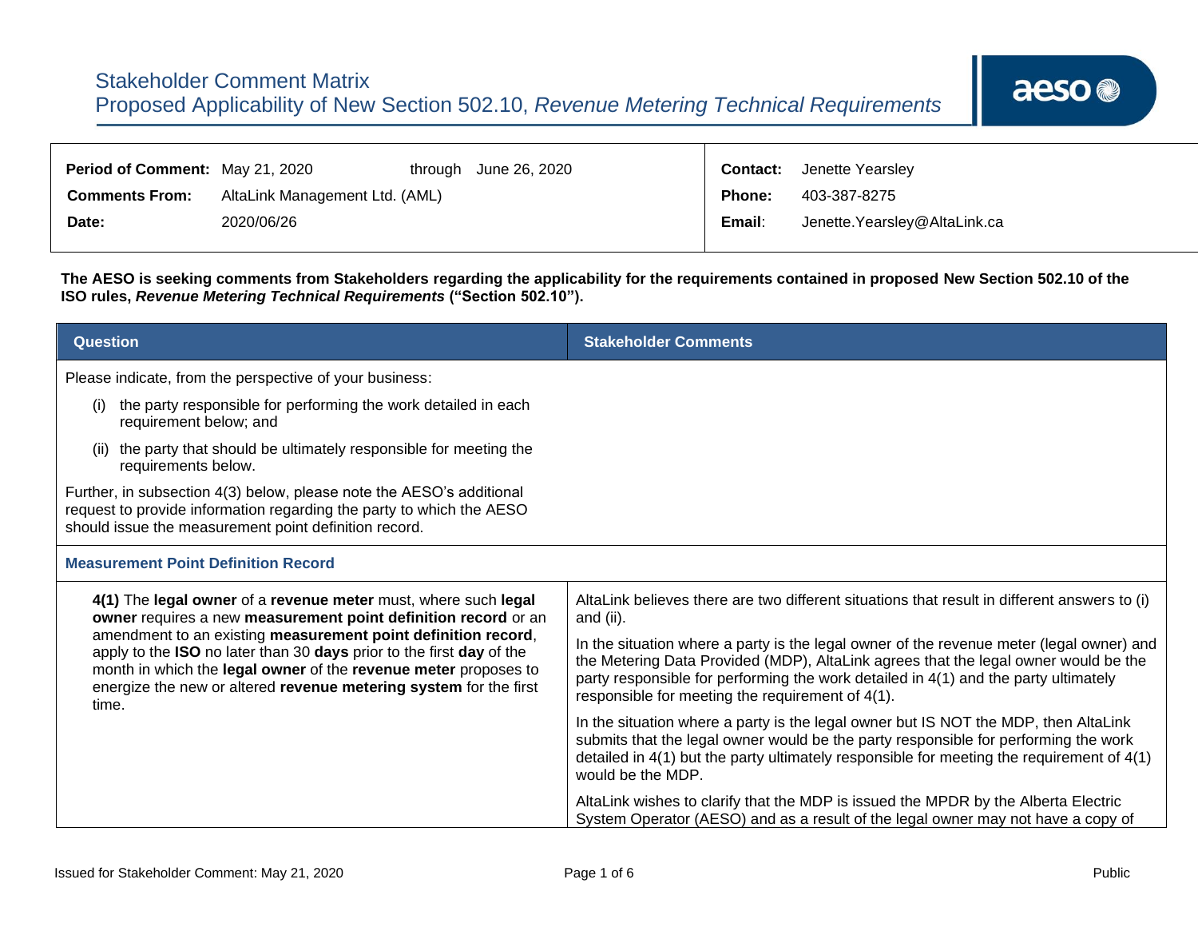# Stakeholder Comment Matrix
## Proposed Applicability of New Section 502.10, *Revenue Metering Technical Requirements*

| | | | |
|---|---|---|---|
| **Period of Comment:** | May 21, 2020 through June 26, 2020 | **Contact:** | Jenette Yearsley |
| **Comments From:** | AltaLink Management Ltd. (AML) | **Phone:** | 403-387-8275 |
| **Date:** | 2020/06/26 | **Email:** | Jenette.Yearsley@AltaLink.ca |

**The AESO is seeking comments from Stakeholders regarding the applicability for the requirements contained in proposed New Section 502.10 of the ISO rules, *Revenue Metering Technical Requirements* ("Section 502.10").**

| Question | Stakeholder Comments |
|---|---|
| Please indicate, from the perspective of your business:<br>(i) the party responsible for performing the work detailed in each requirement below; and<br>(ii) the party that should be ultimately responsible for meeting the requirements below.<br>Further, in subsection 4(3) below, please note the AESO's additional request to provide information regarding the party to which the AESO should issue the measurement point definition record. | |
| **Measurement Point Definition Record** | |
| **4(1)** The **legal owner** of a **revenue meter** must, where such **legal owner** requires a new **measurement point definition record** or an amendment to an existing **measurement point definition record**, apply to the **ISO** no later than 30 **days** prior to the first **day** of the month in which the **legal owner** of the **revenue meter** proposes to energize the new or altered **revenue metering system** for the first time. | AltaLink believes there are two different situations that result in different answers to (i) and (ii).<br><br>In the situation where a party is the legal owner of the revenue meter (legal owner) and the Metering Data Provided (MDP), AltaLink agrees that the legal owner would be the party responsible for performing the work detailed in 4(1) and the party ultimately responsible for meeting the requirement of 4(1).<br><br>In the situation where a party is the legal owner but IS NOT the MDP, then AltaLink submits that the legal owner would be the party responsible for performing the work detailed in 4(1) but the party ultimately responsible for meeting the requirement of 4(1) would be the MDP.<br><br>AltaLink wishes to clarify that the MDP is issued the MPDR by the Alberta Electric System Operator (AESO) and as a result of the legal owner may not have a copy of |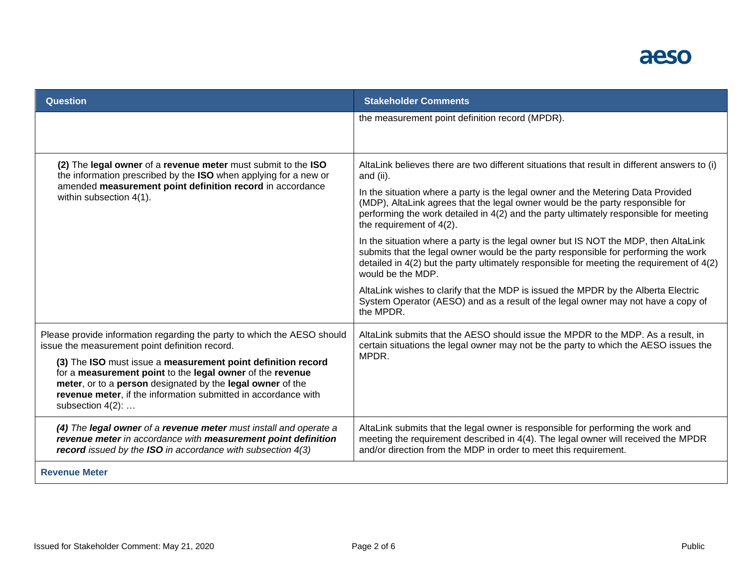| Question | Stakeholder Comments |
| --- | --- |
| | the measurement point definition record (MPDR). |
| **(2)** The **legal owner** of a **revenue meter** must submit to the **ISO** the information prescribed by the **ISO** when applying for a new or amended **measurement point definition record** in accordance within subsection 4(1). | AltaLink believes there are two different situations that result in different answers to (i) and (ii).<br><br>In the situation where a party is the legal owner and the Metering Data Provided (MDP), AltaLink agrees that the legal owner would be the party responsible for performing the work detailed in 4(2) and the party ultimately responsible for meeting the requirement of 4(2).<br><br>In the situation where a party is the legal owner but IS NOT the MDP, then AltaLink submits that the legal owner would be the party responsible for performing the work detailed in 4(2) but the party ultimately responsible for meeting the requirement of 4(2) would be the MDP.<br><br>AltaLink wishes to clarify that the MDP is issued the MPDR by the Alberta Electric System Operator (AESO) and as a result of the legal owner may not have a copy of the MPDR. |
| Please provide information regarding the party to which the AESO should issue the measurement point definition record.<br><br>**(3)** The **ISO** must issue a **measurement point definition record** for a **measurement point** to the **legal owner** of the **revenue meter**, or to a **person** designated by the **legal owner** of the **revenue meter**, if the information submitted in accordance with subsection 4(2): … | AltaLink submits that the AESO should issue the MPDR to the MDP. As a result, in certain situations the legal owner may not be the party to which the AESO issues the MPDR. |
| ***(4)*** *The* ***legal owner*** *of a* ***revenue meter*** *must install and operate a* ***revenue meter*** *in accordance with* ***measurement point definition record*** *issued by the* ***ISO*** *in accordance with subsection 4(3)* | AltaLink submits that the legal owner is responsible for performing the work and meeting the requirement described in 4(4). The legal owner will received the MPDR and/or direction from the MDP in order to meet this requirement. |
| **Revenue Meter** | |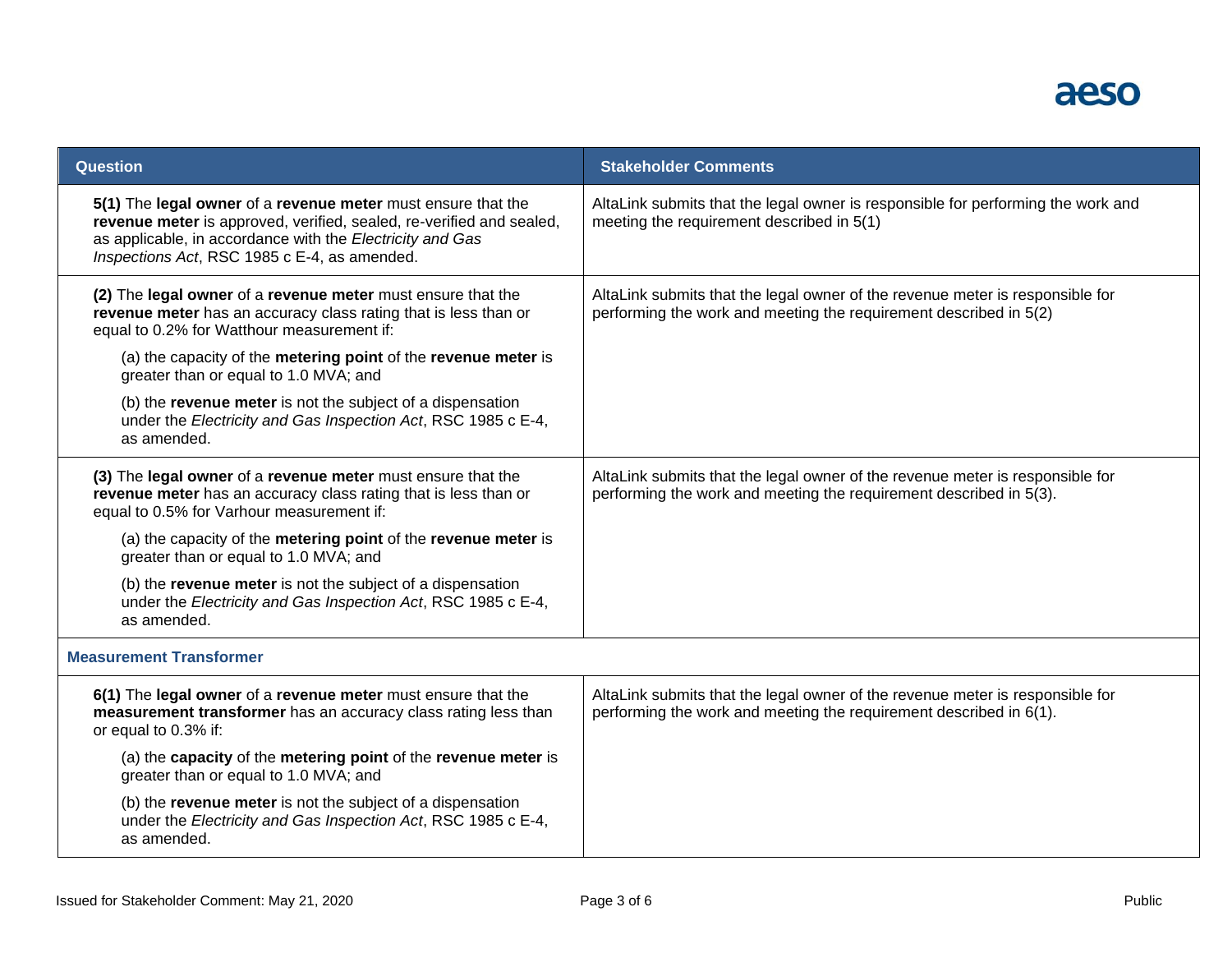| Question | Stakeholder Comments |
|---|---|
| **5(1)** The **legal owner** of a **revenue meter** must ensure that the **revenue meter** is approved, verified, sealed, re-verified and sealed, as applicable, in accordance with the *Electricity and Gas Inspections Act*, RSC 1985 c E-4, as amended. | AltaLink submits that the legal owner is responsible for performing the work and meeting the requirement described in 5(1) |
| **(2)** The **legal owner** of a **revenue meter** must ensure that the **revenue meter** has an accuracy class rating that is less than or equal to 0.2% for Watthour measurement if:<br><br>(a) the capacity of the **metering point** of the **revenue meter** is greater than or equal to 1.0 MVA; and<br><br>(b) the **revenue meter** is not the subject of a dispensation under the *Electricity and Gas Inspection Act*, RSC 1985 c E-4, as amended. | AltaLink submits that the legal owner of the revenue meter is responsible for performing the work and meeting the requirement described in 5(2) |
| **(3)** The **legal owner** of a **revenue meter** must ensure that the **revenue meter** has an accuracy class rating that is less than or equal to 0.5% for Varhour measurement if:<br><br>(a) the capacity of the **metering point** of the **revenue meter** is greater than or equal to 1.0 MVA; and<br><br>(b) the **revenue meter** is not the subject of a dispensation under the *Electricity and Gas Inspection Act*, RSC 1985 c E-4, as amended. | AltaLink submits that the legal owner of the revenue meter is responsible for performing the work and meeting the requirement described in 5(3). |
| **Measurement Transformer** | |
| **6(1)** The **legal owner** of a **revenue meter** must ensure that the **measurement transformer** has an accuracy class rating less than or equal to 0.3% if:<br><br>(a) the **capacity** of the **metering point** of the **revenue meter** is greater than or equal to 1.0 MVA; and<br><br>(b) the **revenue meter** is not the subject of a dispensation under the *Electricity and Gas Inspection Act*, RSC 1985 c E-4, as amended. | AltaLink submits that the legal owner of the revenue meter is responsible for performing the work and meeting the requirement described in 6(1). |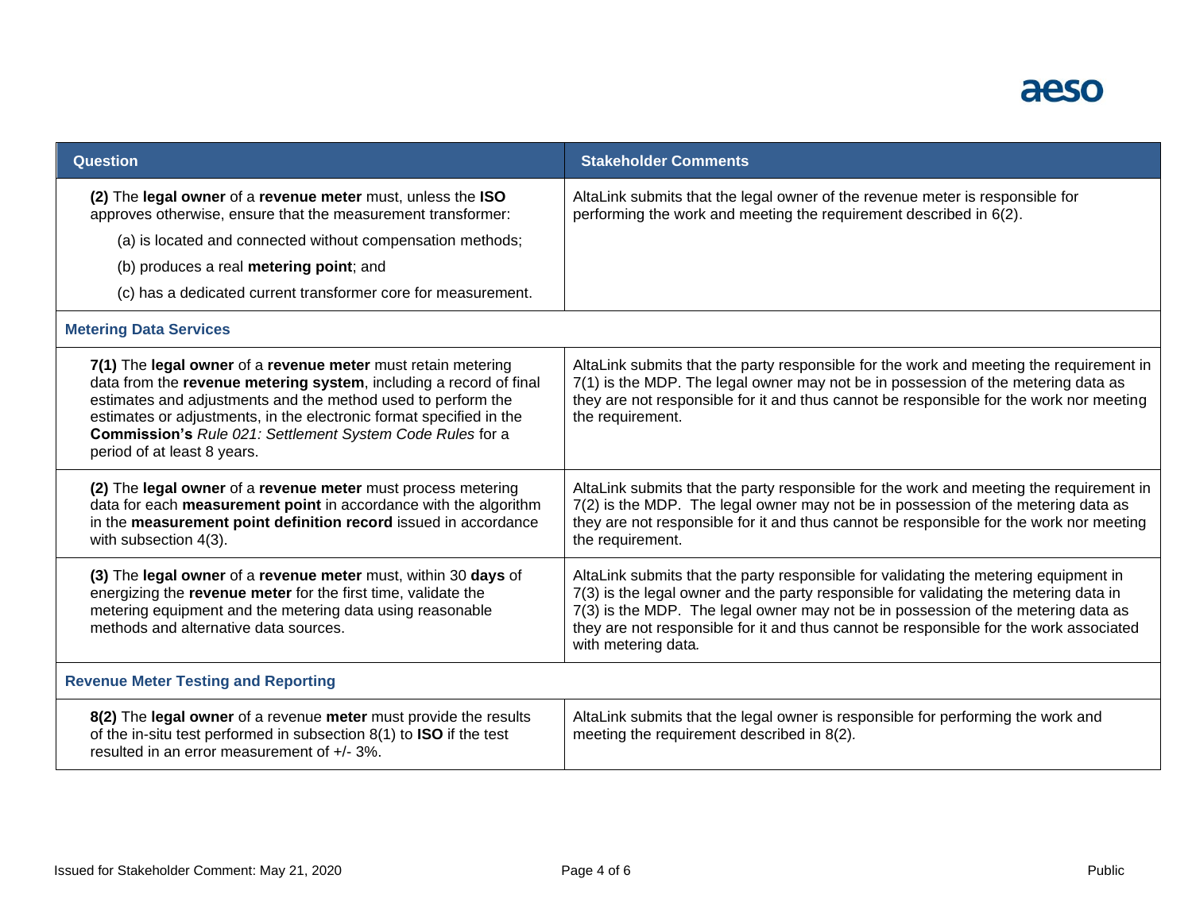| Question | Stakeholder Comments |
|---|---|
| **(2)** The **legal owner** of a **revenue meter** must, unless the **ISO** approves otherwise, ensure that the measurement transformer: (a) is located and connected without compensation methods; (b) produces a real **metering point**; and (c) has a dedicated current transformer core for measurement. | AltaLink submits that the legal owner of the revenue meter is responsible for performing the work and meeting the requirement described in 6(2). |
| **Metering Data Services** | |
| **7(1)** The **legal owner** of a **revenue meter** must retain metering data from the **revenue metering system**, including a record of final estimates and adjustments and the method used to perform the estimates or adjustments, in the electronic format specified in the **Commission's** *Rule 021: Settlement System Code Rules* for a period of at least 8 years. | AltaLink submits that the party responsible for the work and meeting the requirement in 7(1) is the MDP. The legal owner may not be in possession of the metering data as they are not responsible for it and thus cannot be responsible for the work nor meeting the requirement. |
| **(2)** The **legal owner** of a **revenue meter** must process metering data for each **measurement point** in accordance with the algorithm in the **measurement point definition record** issued in accordance with subsection 4(3). | AltaLink submits that the party responsible for the work and meeting the requirement in 7(2) is the MDP. The legal owner may not be in possession of the metering data as they are not responsible for it and thus cannot be responsible for the work nor meeting the requirement. |
| **(3)** The **legal owner** of a **revenue meter** must, within 30 **days** of energizing the **revenue meter** for the first time, validate the metering equipment and the metering data using reasonable methods and alternative data sources. | AltaLink submits that the party responsible for validating the metering equipment in 7(3) is the legal owner and the party responsible for validating the metering data in 7(3) is the MDP. The legal owner may not be in possession of the metering data as they are not responsible for it and thus cannot be responsible for the work associated with metering data. |
| **Revenue Meter Testing and Reporting** | |
| **8(2)** The **legal owner** of a revenue **meter** must provide the results of the in-situ test performed in subsection 8(1) to **ISO** if the test resulted in an error measurement of +/- 3%. | AltaLink submits that the legal owner is responsible for performing the work and meeting the requirement described in 8(2). |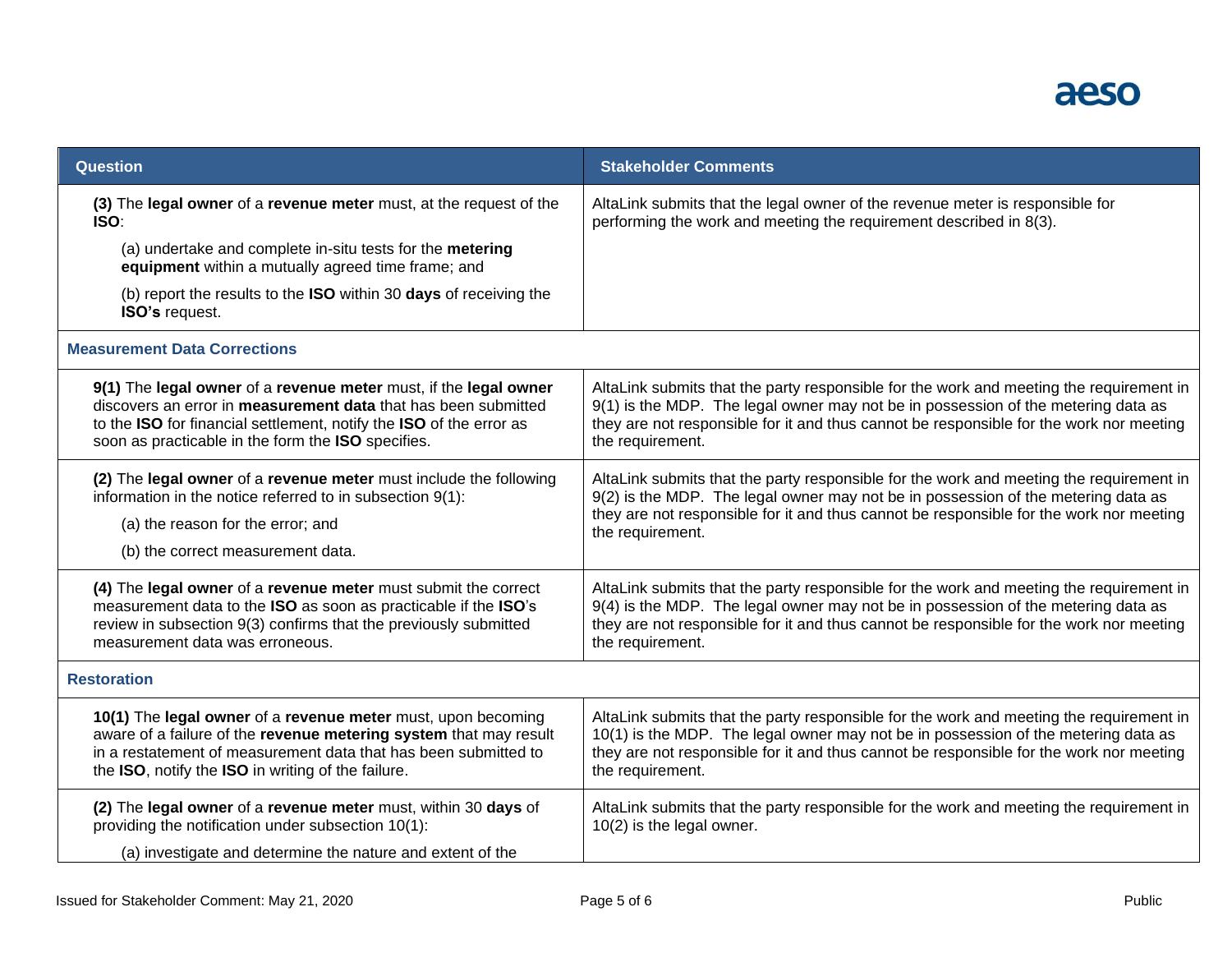| Question | Stakeholder Comments |
|---|---|
| **(3)** The **legal owner** of a **revenue meter** must, at the request of the **ISO**:<br><br>(a) undertake and complete in-situ tests for the **metering equipment** within a mutually agreed time frame; and<br><br>(b) report the results to the **ISO** within 30 **days** of receiving the **ISO's** request. | AltaLink submits that the legal owner of the revenue meter is responsible for performing the work and meeting the requirement described in 8(3). |
| **Measurement Data Corrections** | |
| **9(1)** The **legal owner** of a **revenue meter** must, if the **legal owner** discovers an error in **measurement data** that has been submitted to the **ISO** for financial settlement, notify the **ISO** of the error as soon as practicable in the form the **ISO** specifies. | AltaLink submits that the party responsible for the work and meeting the requirement in 9(1) is the MDP. The legal owner may not be in possession of the metering data as they are not responsible for it and thus cannot be responsible for the work nor meeting the requirement. |
| **(2)** The **legal owner** of a **revenue meter** must include the following information in the notice referred to in subsection 9(1):<br><br>(a) the reason for the error; and<br><br>(b) the correct measurement data. | AltaLink submits that the party responsible for the work and meeting the requirement in 9(2) is the MDP. The legal owner may not be in possession of the metering data as they are not responsible for it and thus cannot be responsible for the work nor meeting the requirement. |
| **(4)** The **legal owner** of a **revenue meter** must submit the correct measurement data to the **ISO** as soon as practicable if the **ISO**'s review in subsection 9(3) confirms that the previously submitted measurement data was erroneous. | AltaLink submits that the party responsible for the work and meeting the requirement in 9(4) is the MDP. The legal owner may not be in possession of the metering data as they are not responsible for it and thus cannot be responsible for the work nor meeting the requirement. |
| **Restoration** | |
| **10(1)** The **legal owner** of a **revenue meter** must, upon becoming aware of a failure of the **revenue metering system** that may result in a restatement of measurement data that has been submitted to the **ISO**, notify the **ISO** in writing of the failure. | AltaLink submits that the party responsible for the work and meeting the requirement in 10(1) is the MDP. The legal owner may not be in possession of the metering data as they are not responsible for it and thus cannot be responsible for the work nor meeting the requirement. |
| **(2)** The **legal owner** of a **revenue meter** must, within 30 **days** of providing the notification under subsection 10(1):<br><br>(a) investigate and determine the nature and extent of the | AltaLink submits that the party responsible for the work and meeting the requirement in 10(2) is the legal owner. |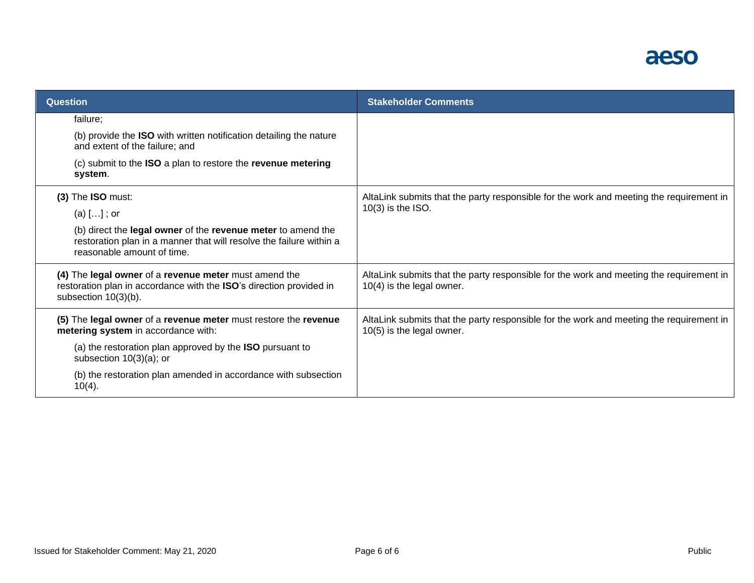| Question | Stakeholder Comments |
| --- | --- |
| failure;<br><br>(b) provide the **ISO** with written notification detailing the nature and extent of the failure; and<br><br>(c) submit to the **ISO** a plan to restore the **revenue metering system**. | |
| **(3)** The **ISO** must:<br><br>(a) […] ; or<br><br>(b) direct the **legal owner** of the **revenue meter** to amend the restoration plan in a manner that will resolve the failure within a reasonable amount of time. | AltaLink submits that the party responsible for the work and meeting the requirement in 10(3) is the ISO. |
| **(4)** The **legal owner** of a **revenue meter** must amend the restoration plan in accordance with the **ISO**'s direction provided in subsection 10(3)(b). | AltaLink submits that the party responsible for the work and meeting the requirement in 10(4) is the legal owner. |
| **(5)** The **legal owner** of a **revenue meter** must restore the **revenue metering system** in accordance with:<br><br>(a) the restoration plan approved by the **ISO** pursuant to subsection 10(3)(a); or<br><br>(b) the restoration plan amended in accordance with subsection 10(4). | AltaLink submits that the party responsible for the work and meeting the requirement in 10(5) is the legal owner. |